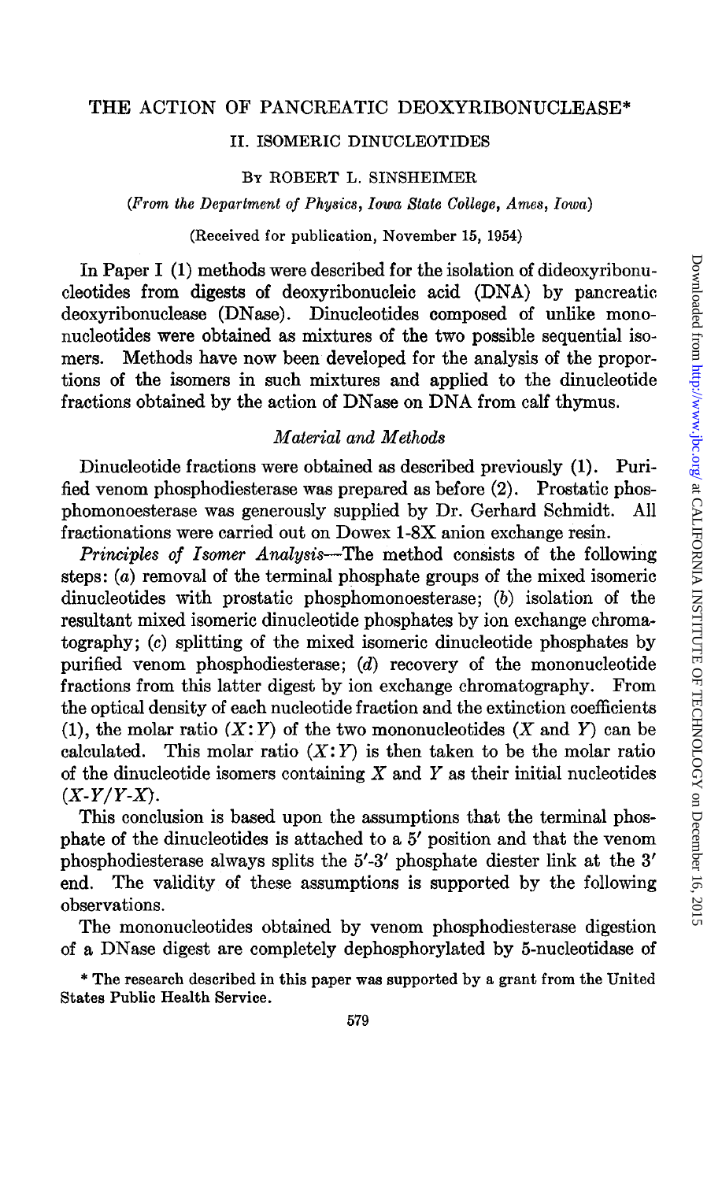# THE ACTION OF PANCREATIC DEOXYRIBONUCLEASE*

## II. ISOMERIC DINUCLEOTIDES

By ROBERT L. SINSHEIMER

*(From the Department of Physics, Iowa State College, Ames, Iowa)*

(Received for publication, November 15, 1954)

In Paper I (1) methods were described for the isolation of dideoxyribonucleotides from digests of deoxyribonucleic acid (DNA) by pancreatic deoxyribonuclease (DNase). Dinucleotides composed of unlike mononucleotides were obtained as mixtures of the two possible sequential isomers. Methods have now been developed for the analysis of the proportions of the isomers in such mixtures and applied to the dinucleotide fractions obtained by the action of DNase on DNA from calf thymus.

### *Material and Methods*

Dinucleotide fractions were obtained as described previously (1). Purified venom phosphodiesterase was prepared as before (2). Prostatic phosphomonoesterase was generously supplied by Dr. Gerhard Schmidt. All fractionations were carried out on Dowex 1-8X anion exchange resin.

*Principles of Isomer Analysis*—The method consists of the following steps: (*a*) removal of the terminal phosphate groups of the mixed isomeric dinucleotides with prostatic phosphomonoesterase; (*b*) isolation of the resultant mixed isomeric dinucleotide phosphates by ion exchange chromatography; (*c*) splitting of the mixed isomeric dinucleotide phosphates by purified venom phosphodiesterase; (*d*) recovery of the mononucleotide fractions from this latter digest by ion exchange chromatography. From the optical density of each nucleotide fraction and the extinction coefficients (1), the molar ratio ($X:Y$) of the two mononucleotides ($X$ and $Y$) can be calculated. This molar ratio ($X:Y$) is then taken to be the molar ratio of the dinucleotide isomers containing $X$ and $Y$ as their initial nucleotides ($X$-$Y$/$Y$-$X$).

This conclusion is based upon the assumptions that the terminal phosphate of the dinucleotides is attached to a 5′ position and that the venom phosphodiesterase always splits the 5′-3′ phosphate diester link at the 3′ end. The validity of these assumptions is supported by the following observations.

The mononucleotides obtained by venom phosphodiesterase digestion of a DNase digest are completely dephosphorylated by 5-nucleotidase of

\* The research described in this paper was supported by a grant from the United States Public Health Service.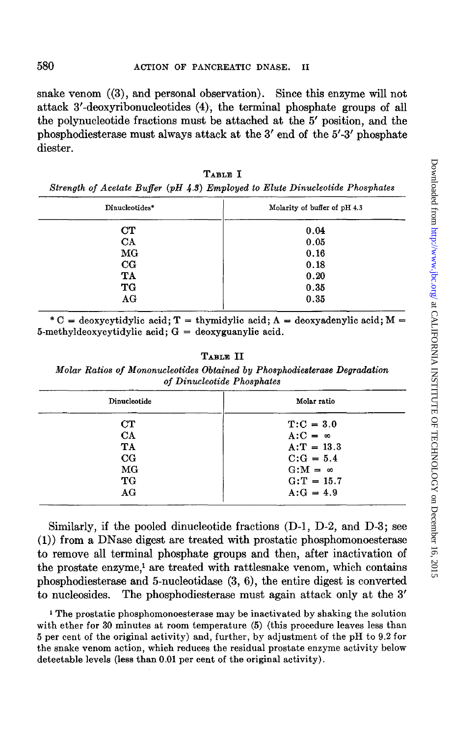snake venom ((3), and personal observation). Since this enzyme will not attack 3'-deoxyribonucleotides (4), the terminal phosphate groups of all the polynucleotide fractions must be attached at the 5' position, and the phosphodiesterase must always attack at the 3' end of the 5'-3' phosphate diester.

TABLE I

*Strength of Acetate Buffer (pH 4.3) Employed to Elute Dinucleotide Phosphates*

| Dinucleotides* | Molarity of buffer of pH 4.3 |
|---|---|
| CT | 0.04 |
| CA | 0.05 |
| MG | 0.16 |
| CG | 0.18 |
| TA | 0.20 |
| TG | 0.35 |
| AG | 0.35 |

* C = deoxycytidylic acid; T = thymidylic acid; A = deoxyadenylic acid; M = 5-methyldeoxycytidylic acid; G = deoxyguanylic acid.

TABLE II

*Molar Ratios of Mononucleotides Obtained by Phosphodiesterase Degradation of Dinucleotide Phosphates*

| Dinucleotide | Molar ratio |
|---|---|
| CT | T:C = 3.0 |
| CA | A:C = $\infty$ |
| TA | A:T = 13.3 |
| CG | C:G = 5.4 |
| MG | G:M = $\infty$ |
| TG | G:T = 15.7 |
| AG | A:G = 4.9 |

Similarly, if the pooled dinucleotide fractions (D-1, D-2, and D-3; see (1)) from a DNase digest are treated with prostatic phosphomonoesterase to remove all terminal phosphate groups and then, after inactivation of the prostate enzyme,[1] are treated with rattlesnake venom, which contains phosphodiesterase and 5-nucleotidase (3, 6), the entire digest is converted to nucleosides. The phosphodiesterase must again attack only at the 3'

[1] The prostatic phosphomonoesterase may be inactivated by shaking the solution with ether for 30 minutes at room temperature (5) (this procedure leaves less than 5 per cent of the original activity) and, further, by adjustment of the pH to 9.2 for the snake venom action, which reduces the residual prostate enzyme activity below detectable levels (less than 0.01 per cent of the original activity).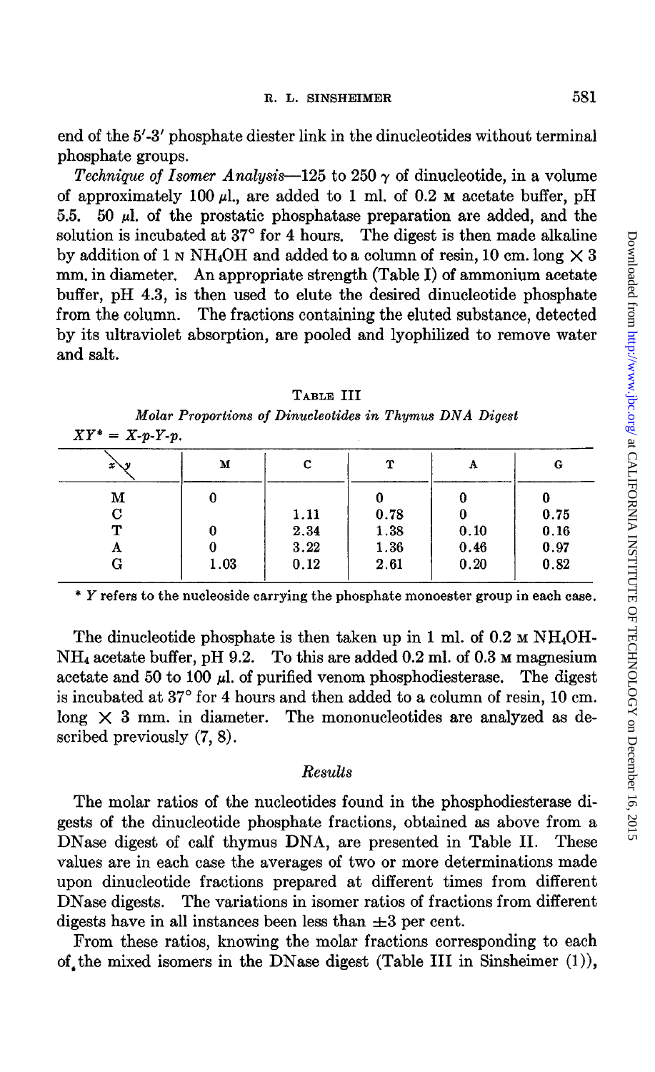end of the 5′-3′ phosphate diester link in the dinucleotides without terminal phosphate groups.

*Technique of Isomer Analysis*—125 to 250 γ of dinucleotide, in a volume of approximately 100 μl., are added to 1 ml. of 0.2 M acetate buffer, pH 5.5. 50 μl. of the prostatic phosphatase preparation are added, and the solution is incubated at 37° for 4 hours. The digest is then made alkaline by addition of 1 N $NH_4OH$ and added to a column of resin, 10 cm. long × 3 mm. in diameter. An appropriate strength (Table I) of ammonium acetate buffer, pH 4.3, is then used to elute the desired dinucleotide phosphate from the column. The fractions containing the eluted substance, detected by its ultraviolet absorption, are pooled and lyophilized to remove water and salt.

TABLE III

*Molar Proportions of Dinucleotides in Thymus DNA Digest*

$XY$* = $X$-$p$-$Y$-$p$.

| x \ y | M | C | T | A | G |
|---|---|---|---|---|---|
| M | 0 | | 0 | 0 | 0 |
| C | | 1.11 | 0.78 | 0 | 0.75 |
| T | 0 | 2.34 | 1.38 | 0.10 | 0.16 |
| A | 0 | 3.22 | 1.36 | 0.46 | 0.97 |
| G | 1.03 | 0.12 | 2.61 | 0.20 | 0.82 |

\* $Y$ refers to the nucleoside carrying the phosphate monoester group in each case.

The dinucleotide phosphate is then taken up in 1 ml. of 0.2 M $NH_4OH$-$NH_4$ acetate buffer, pH 9.2. To this are added 0.2 ml. of 0.3 M magnesium acetate and 50 to 100 μl. of purified venom phosphodiesterase. The digest is incubated at 37° for 4 hours and then added to a column of resin, 10 cm. long × 3 mm. in diameter. The mononucleotides are analyzed as described previously (7, 8).

## *Results*

The molar ratios of the nucleotides found in the phosphodiesterase digests of the dinucleotide phosphate fractions, obtained as above from a DNase digest of calf thymus DNA, are presented in Table II. These values are in each case the averages of two or more determinations made upon dinucleotide fractions prepared at different times from different DNase digests. The variations in isomer ratios of fractions from different digests have in all instances been less than ±3 per cent.

From these ratios, knowing the molar fractions corresponding to each of the mixed isomers in the DNase digest (Table III in Sinsheimer (1)),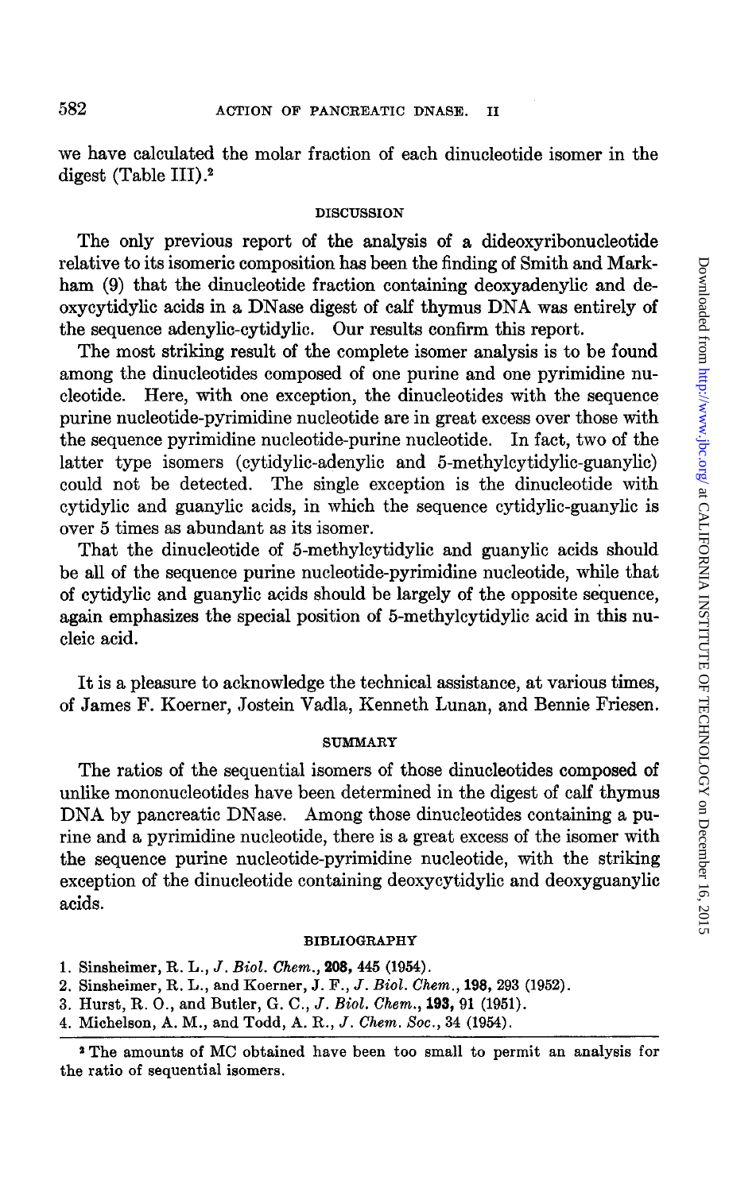we have calculated the molar fraction of each dinucleotide isomer in the digest (Table III).[2]

## DISCUSSION

The only previous report of the analysis of a dideoxyribonucleotide relative to its isomeric composition has been the finding of Smith and Markham (9) that the dinucleotide fraction containing deoxyadenylic and deoxycytidylic acids in a DNase digest of calf thymus DNA was entirely of the sequence adenylic-cytidylic. Our results confirm this report.

The most striking result of the complete isomer analysis is to be found among the dinucleotides composed of one purine and one pyrimidine nucleotide. Here, with one exception, the dinucleotides with the sequence purine nucleotide-pyrimidine nucleotide are in great excess over those with the sequence pyrimidine nucleotide-purine nucleotide. In fact, two of the latter type isomers (cytidylic-adenylic and 5-methylcytidylic-guanylic) could not be detected. The single exception is the dinucleotide with cytidylic and guanylic acids, in which the sequence cytidylic-guanylic is over 5 times as abundant as its isomer.

That the dinucleotide of 5-methylcytidylic and guanylic acids should be all of the sequence purine nucleotide-pyrimidine nucleotide, while that of cytidylic and guanylic acids should be largely of the opposite sequence, again emphasizes the special position of 5-methylcytidylic acid in this nucleic acid.

It is a pleasure to acknowledge the technical assistance, at various times, of James F. Koerner, Jostein Vadla, Kenneth Lunan, and Bennie Friesen.

## SUMMARY

The ratios of the sequential isomers of those dinucleotides composed of unlike mononucleotides have been determined in the digest of calf thymus DNA by pancreatic DNase. Among those dinucleotides containing a purine and a pyrimidine nucleotide, there is a great excess of the isomer with the sequence purine nucleotide-pyrimidine nucleotide, with the striking exception of the dinucleotide containing deoxycytidylic and deoxyguanylic acids.

## BIBLIOGRAPHY

1. Sinsheimer, R. L., *J. Biol. Chem.*, **208**, 445 (1954).
2. Sinsheimer, R. L., and Koerner, J. F., *J. Biol. Chem.*, **198**, 293 (1952).
3. Hurst, R. O., and Butler, G. C., *J. Biol. Chem.*, **193**, 91 (1951).
4. Michelson, A. M., and Todd, A. R., *J. Chem. Soc.*, 34 (1954).

[2] The amounts of MC obtained have been too small to permit an analysis for the ratio of sequential isomers.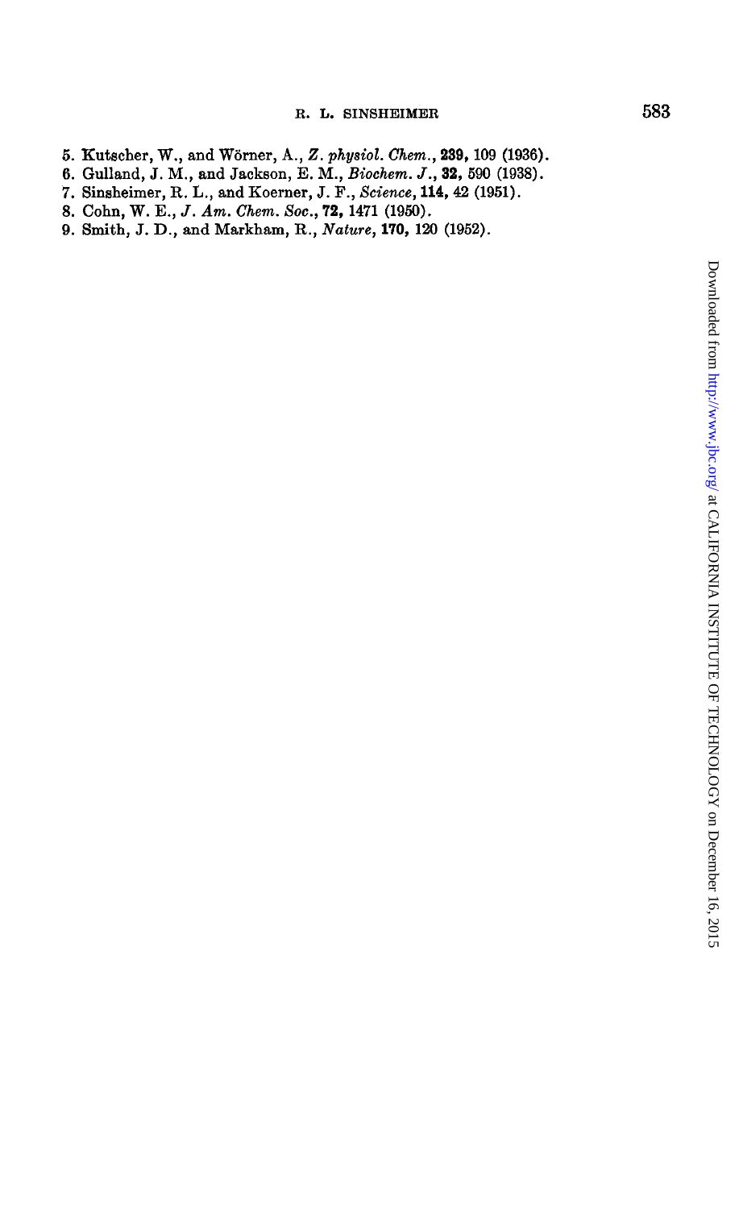5. Kutscher, W., and Wörner, A., *Z. physiol. Chem.*, **239**, 109 (1936).
6. Gulland, J. M., and Jackson, E. M., *Biochem. J.*, **32**, 590 (1938).
7. Sinsheimer, R. L., and Koerner, J. F., *Science*, **114**, 42 (1951).
8. Cohn, W. E., *J. Am. Chem. Soc.*, **72**, 1471 (1950).
9. Smith, J. D., and Markham, R., *Nature*, **170**, 120 (1952).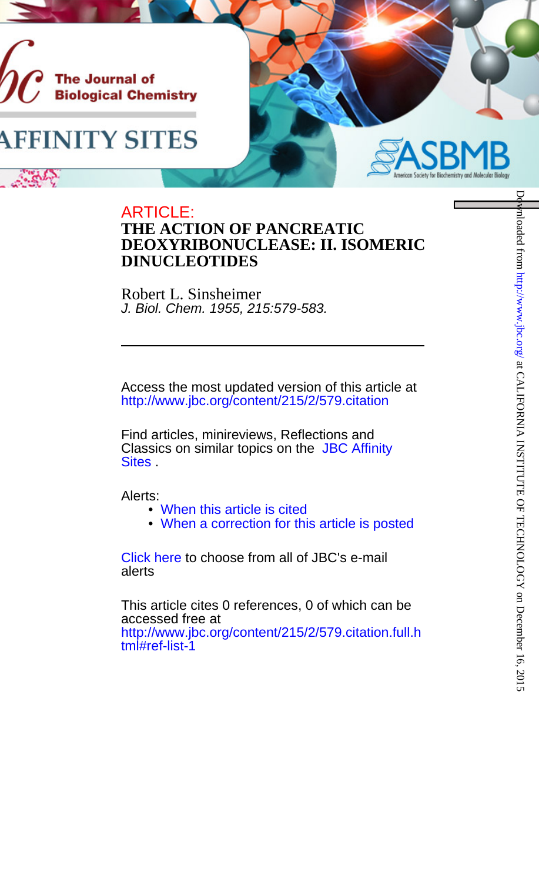ARTICLE:

# THE ACTION OF PANCREATIC DEOXYRIBONUCLEASE: II. ISOMERIC DINUCLEOTIDES

Robert L. Sinsheimer

*J. Biol. Chem. 1955, 215:579-583.*

---

Access the most updated version of this article at http://www.jbc.org/content/215/2/579.citation

Find articles, minireviews, Reflections and Classics on similar topics on the JBC Affinity Sites .

Alerts:

- When this article is cited
- When a correction for this article is posted

Click here to choose from all of JBC's e-mail alerts

This article cites 0 references, 0 of which can be accessed free at http://www.jbc.org/content/215/2/579.citation.full.html#ref-list-1